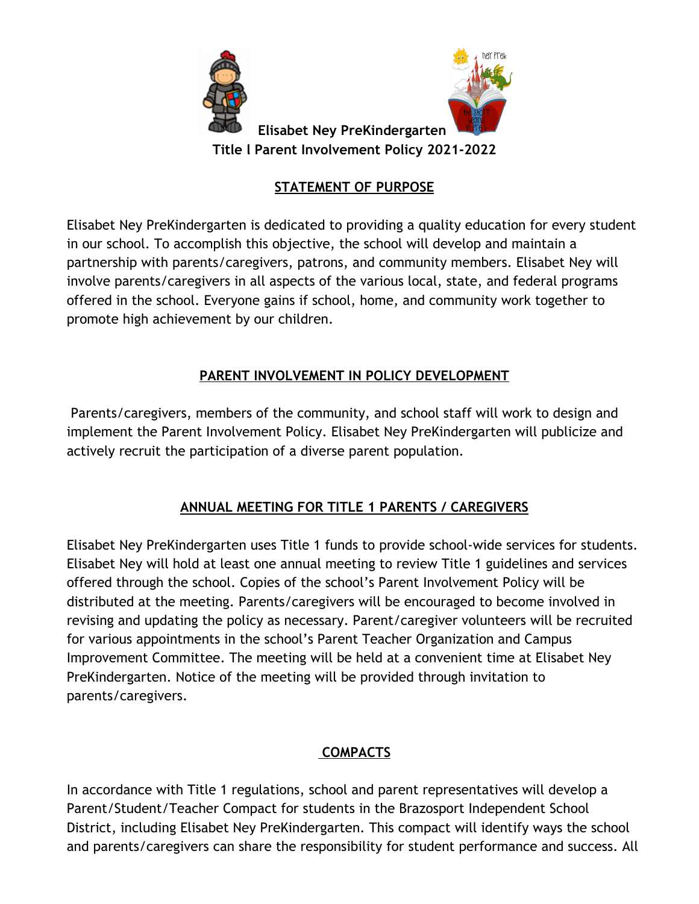# Elisabet Ney PreKindergarten
## Title I Parent Involvement Policy 2021-2022

### STATEMENT OF PURPOSE

Elisabet Ney PreKindergarten is dedicated to providing a quality education for every student in our school. To accomplish this objective, the school will develop and maintain a partnership with parents/caregivers, patrons, and community members. Elisabet Ney will involve parents/caregivers in all aspects of the various local, state, and federal programs offered in the school. Everyone gains if school, home, and community work together to promote high achievement by our children.

### PARENT INVOLVEMENT IN POLICY DEVELOPMENT

Parents/caregivers, members of the community, and school staff will work to design and implement the Parent Involvement Policy. Elisabet Ney PreKindergarten will publicize and actively recruit the participation of a diverse parent population.

### ANNUAL MEETING FOR TITLE 1 PARENTS / CAREGIVERS

Elisabet Ney PreKindergarten uses Title 1 funds to provide school-wide services for students. Elisabet Ney will hold at least one annual meeting to review Title 1 guidelines and services offered through the school. Copies of the school's Parent Involvement Policy will be distributed at the meeting. Parents/caregivers will be encouraged to become involved in revising and updating the policy as necessary. Parent/caregiver volunteers will be recruited for various appointments in the school's Parent Teacher Organization and Campus Improvement Committee. The meeting will be held at a convenient time at Elisabet Ney PreKindergarten. Notice of the meeting will be provided through invitation to parents/caregivers.

### COMPACTS

In accordance with Title 1 regulations, school and parent representatives will develop a Parent/Student/Teacher Compact for students in the Brazosport Independent School District, including Elisabet Ney PreKindergarten. This compact will identify ways the school and parents/caregivers can share the responsibility for student performance and success. All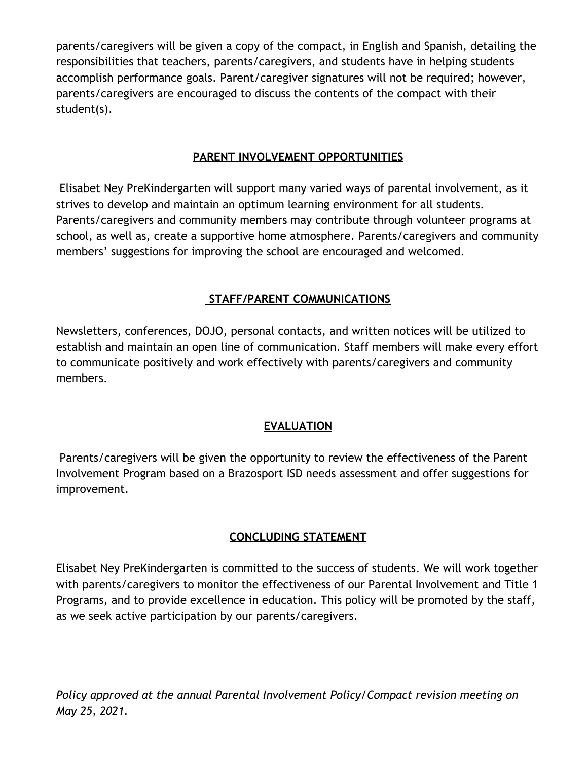parents/caregivers will be given a copy of the compact, in English and Spanish, detailing the responsibilities that teachers, parents/caregivers, and students have in helping students accomplish performance goals. Parent/caregiver signatures will not be required; however, parents/caregivers are encouraged to discuss the contents of the compact with their student(s).

## PARENT INVOLVEMENT OPPORTUNITIES

Elisabet Ney PreKindergarten will support many varied ways of parental involvement, as it strives to develop and maintain an optimum learning environment for all students. Parents/caregivers and community members may contribute through volunteer programs at school, as well as, create a supportive home atmosphere. Parents/caregivers and community members' suggestions for improving the school are encouraged and welcomed.

## STAFF/PARENT COMMUNICATIONS

Newsletters, conferences, DOJO, personal contacts, and written notices will be utilized to establish and maintain an open line of communication. Staff members will make every effort to communicate positively and work effectively with parents/caregivers and community members.

## EVALUATION

Parents/caregivers will be given the opportunity to review the effectiveness of the Parent Involvement Program based on a Brazosport ISD needs assessment and offer suggestions for improvement.

## CONCLUDING STATEMENT

Elisabet Ney PreKindergarten is committed to the success of students. We will work together with parents/caregivers to monitor the effectiveness of our Parental Involvement and Title 1 Programs, and to provide excellence in education. This policy will be promoted by the staff, as we seek active participation by our parents/caregivers.

*Policy approved at the annual Parental Involvement Policy/Compact revision meeting on May 25, 2021.*